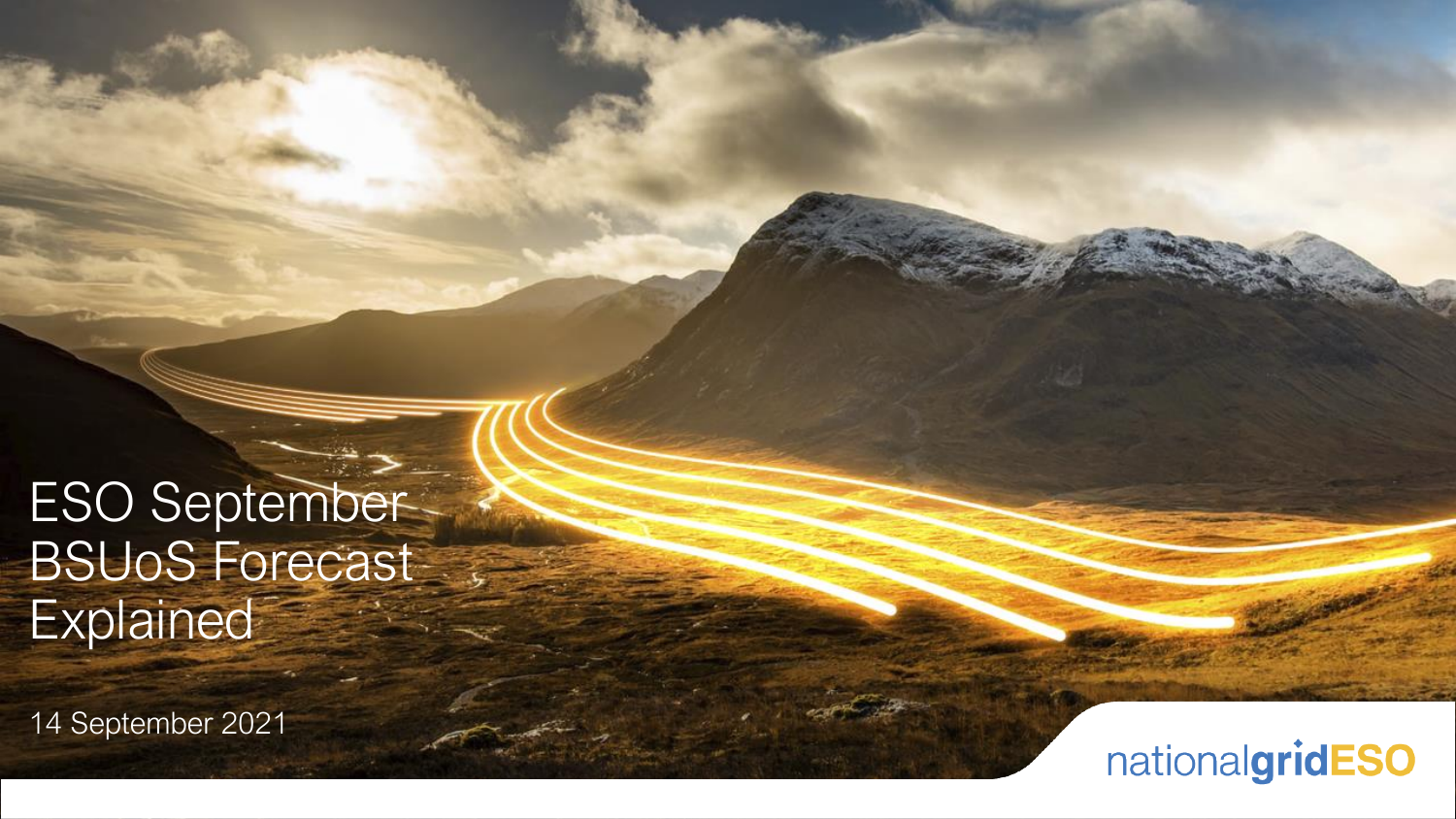# ESO September BSUoS Forecast Explained

14 September 2021

nationalgridESO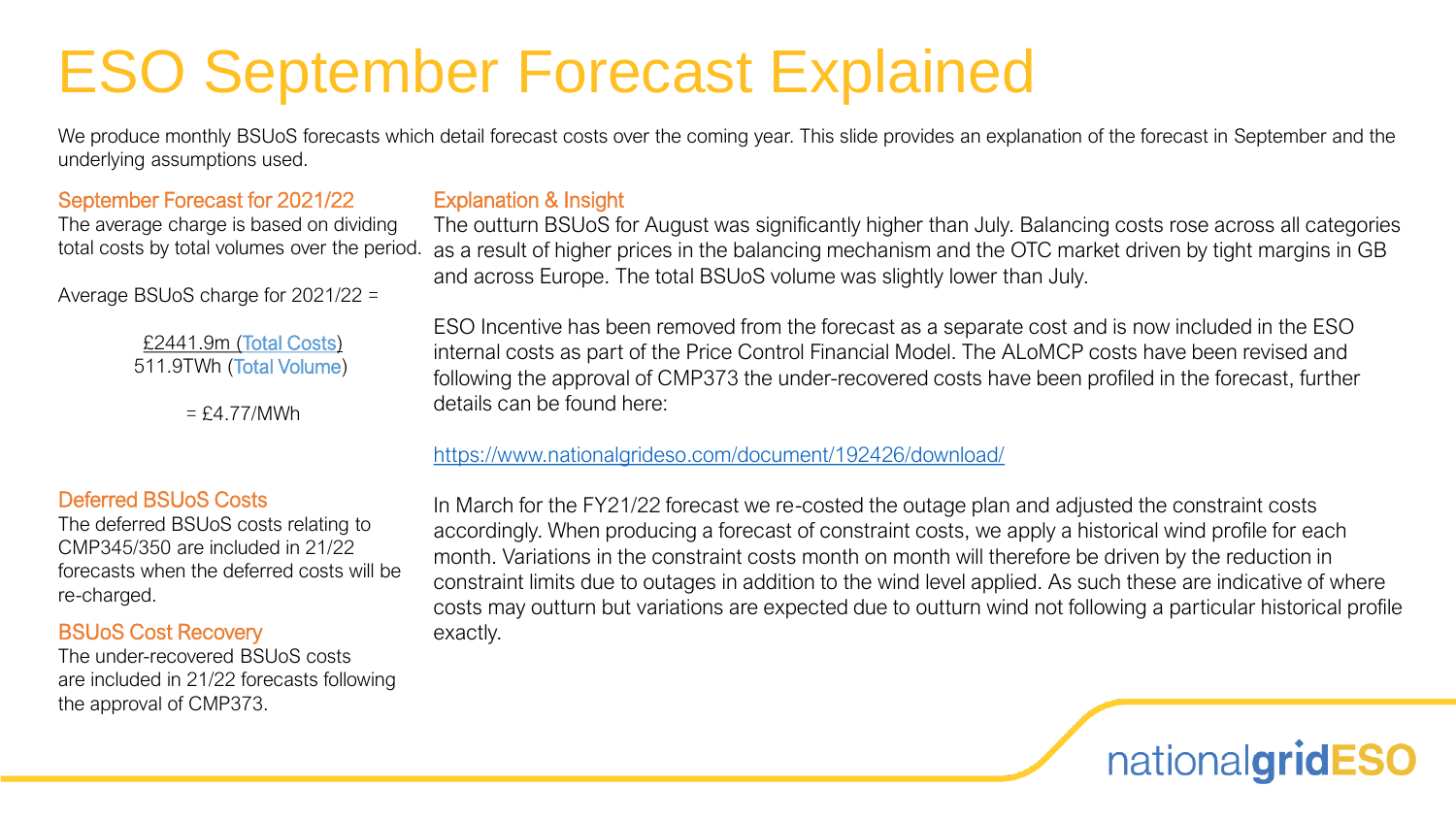# ESO September Forecast Explained

We produce monthly BSUoS forecasts which detail forecast costs over the coming year. This slide provides an explanation of the forecast in September and the underlying assumptions used.

### September Forecast for 2021/22

The average charge is based on dividing total costs by total volumes over the period.

Average BSUoS charge for 2021/22 =

£2441.9m (Total Costs)
511.9TWh (Total Volume)

= £4.77/MWh

### Deferred BSUoS Costs

The deferred BSUoS costs relating to CMP345/350 are included in 21/22 forecasts when the deferred costs will be re-charged.

### BSUoS Cost Recovery

The under-recovered BSUoS costs are included in 21/22 forecasts following the approval of CMP373.

### Explanation & Insight

The outturn BSUoS for August was significantly higher than July. Balancing costs rose across all categories as a result of higher prices in the balancing mechanism and the OTC market driven by tight margins in GB and across Europe. The total BSUoS volume was slightly lower than July.

ESO Incentive has been removed from the forecast as a separate cost and is now included in the ESO internal costs as part of the Price Control Financial Model. The ALoMCP costs have been revised and following the approval of CMP373 the under-recovered costs have been profiled in the forecast, further details can be found here:

https://www.nationalgrideso.com/document/192426/download/

In March for the FY21/22 forecast we re-costed the outage plan and adjusted the constraint costs accordingly. When producing a forecast of constraint costs, we apply a historical wind profile for each month. Variations in the constraint costs month on month will therefore be driven by the reduction in constraint limits due to outages in addition to the wind level applied. As such these are indicative of where costs may outturn but variations are expected due to outturn wind not following a particular historical profile exactly.